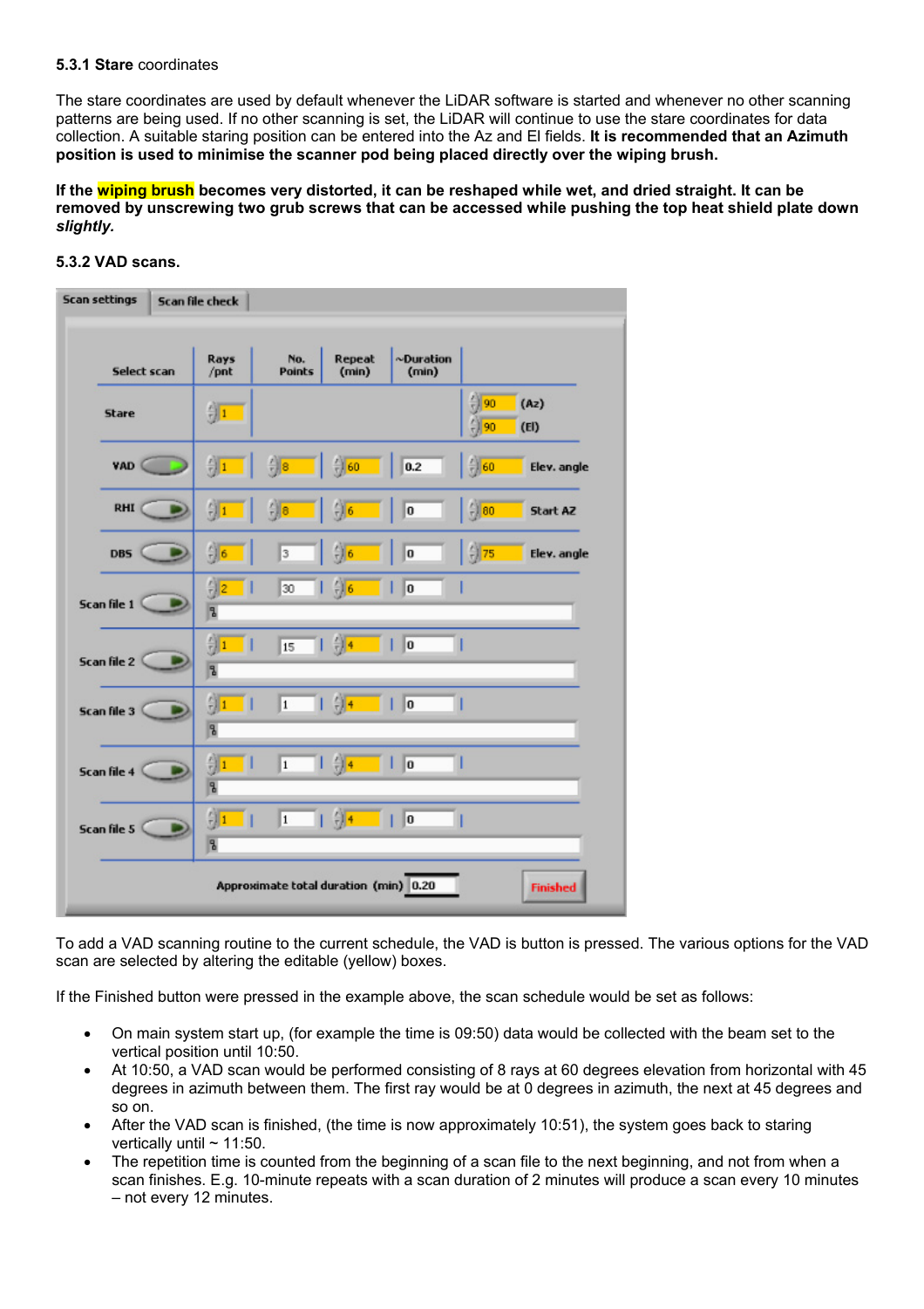**5.3.1 Stare** coordinates

The stare coordinates are used by default whenever the LiDAR software is started and whenever no other scanning patterns are being used. If no other scanning is set, the LiDAR will continue to use the stare coordinates for data collection. A suitable staring position can be entered into the Az and El fields. **It is recommended that an Azimuth position is used to minimise the scanner pod being placed directly over the wiping brush.**

**If the wiping brush becomes very distorted, it can be reshaped while wet, and dried straight. It can be removed by unscrewing two grub screws that can be accessed while pushing the top heat shield plate down *slightly.***

**5.3.2 VAD scans.**

Scan settings | Scan file check

| Select scan | Rays /pnt | No. Points | Repeat (min) | ~Duration (min) | | |
|---|---|---|---|---|---|---|
| Stare | 1 | | | | 90 (Az) / 90 (El) | |
| VAD | 1 | 8 | 60 | 0.2 | 60 | Elev. angle |
| RHI | 1 | 8 | 6 | 0 | 80 | Start AZ |
| DBS | 6 | 3 | 6 | 0 | 75 | Elev. angle |
| Scan file 1 | 2 | 30 | 6 | 0 | | |
| Scan file 2 | 1 | 15 | 4 | 0 | | |
| Scan file 3 | 1 | 1 | 4 | 0 | | |
| Scan file 4 | 1 | 1 | 4 | 0 | | |
| Scan file 5 | 1 | 1 | 4 | 0 | | |

Approximate total duration (min) 0.20 — Finished

To add a VAD scanning routine to the current schedule, the VAD is button is pressed. The various options for the VAD scan are selected by altering the editable (yellow) boxes.

If the Finished button were pressed in the example above, the scan schedule would be set as follows:

- On main system start up, (for example the time is 09:50) data would be collected with the beam set to the vertical position until 10:50.
- At 10:50, a VAD scan would be performed consisting of 8 rays at 60 degrees elevation from horizontal with 45 degrees in azimuth between them. The first ray would be at 0 degrees in azimuth, the next at 45 degrees and so on.
- After the VAD scan is finished, (the time is now approximately 10:51), the system goes back to staring vertically until ~ 11:50.
- The repetition time is counted from the beginning of a scan file to the next beginning, and not from when a scan finishes. E.g. 10-minute repeats with a scan duration of 2 minutes will produce a scan every 10 minutes – not every 12 minutes.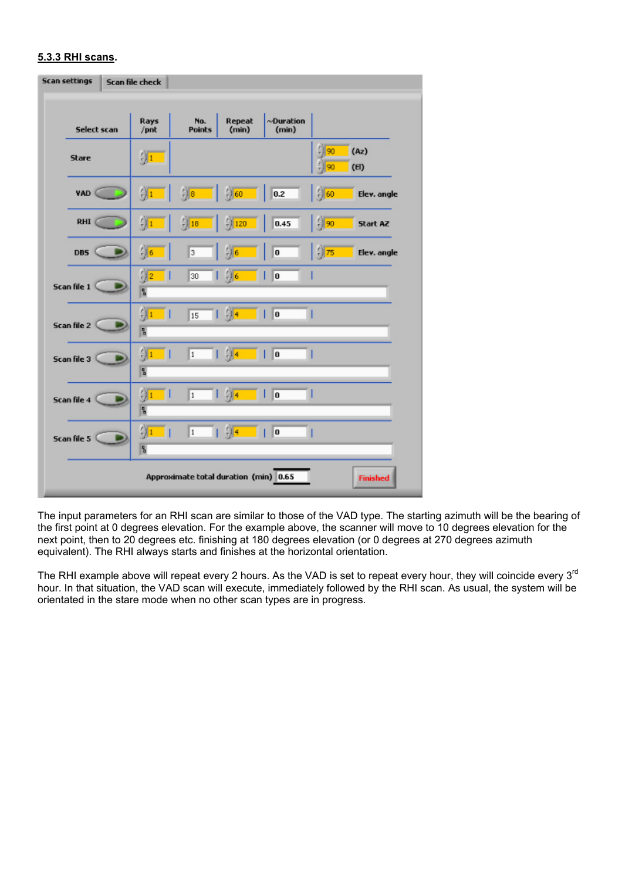## 5.3.3 RHI scans.

Scan settings | Scan file check

| Select scan | Rays /pnt | No. Points | Repeat (min) | ~Duration (min) | |
|---|---|---|---|---|---|
| Stare | 1 | | | | 90 (Az) 90 (El) |
| VAD | 1 | 8 | 60 | 0.2 | 60 Elev. angle |
| RHI | 1 | 18 | 120 | 0.45 | 90 Start AZ |
| DBS | 6 | 3 | 6 | 0 | 75 Elev. angle |
| Scan file 1 | 2 | 30 | 6 | 0 | |
| Scan file 2 | 1 | 15 | 4 | 0 | |
| Scan file 3 | 1 | 1 | 4 | 0 | |
| Scan file 4 | 1 | 1 | 4 | 0 | |
| Scan file 5 | 1 | 1 | 4 | 0 | |

Approximate total duration (min) 0.65

Finished

The input parameters for an RHI scan are similar to those of the VAD type. The starting azimuth will be the bearing of the first point at 0 degrees elevation. For the example above, the scanner will move to 10 degrees elevation for the next point, then to 20 degrees etc. finishing at 180 degrees elevation (or 0 degrees at 270 degrees azimuth equivalent). The RHI always starts and finishes at the horizontal orientation.

The RHI example above will repeat every 2 hours. As the VAD is set to repeat every hour, they will coincide every 3rd hour. In that situation, the VAD scan will execute, immediately followed by the RHI scan. As usual, the system will be orientated in the stare mode when no other scan types are in progress.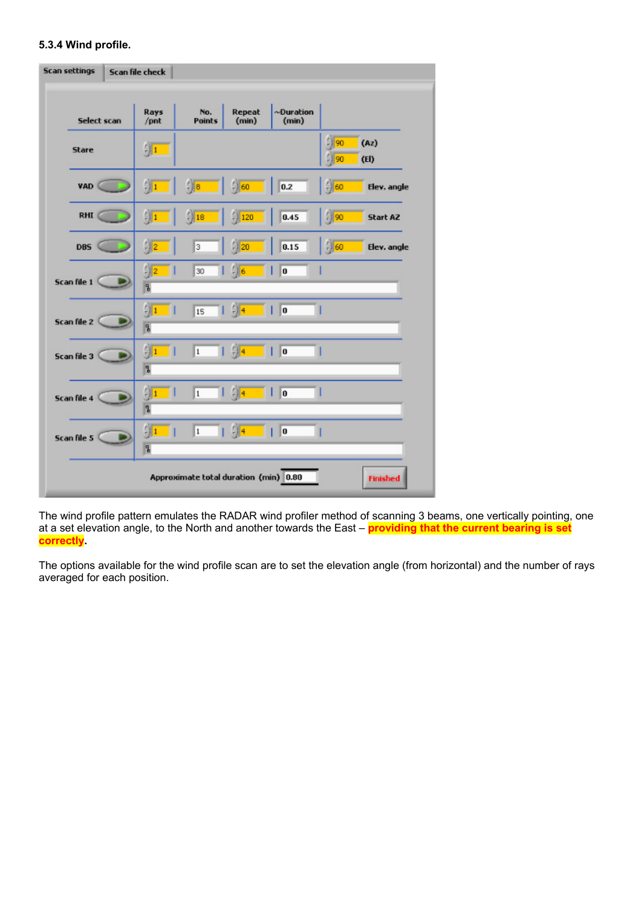#### 5.3.4 Wind profile.

Scan settings | Scan file check

| Select scan | Rays /pnt | No. Points | Repeat (min) | ~Duration (min) | |
|---|---|---|---|---|---|
| Stare | 1 | | | | 90 (Az) 90 (El) |
| VAD | 1 | 8 | 60 | 0.2 | 60 Elev. angle |
| RHI | 1 | 18 | 120 | 0.45 | 90 Start AZ |
| DBS | 2 | 3 | 20 | 0.15 | 60 Elev. angle |
| Scan file 1 | 2 | 30 | 6 | 0 | |
| Scan file 2 | 1 | 15 | 4 | 0 | |
| Scan file 3 | 1 | 1 | 4 | 0 | |
| Scan file 4 | 1 | 1 | 4 | 0 | |
| Scan file 5 | 1 | 1 | 4 | 0 | |

Approximate total duration (min) 0.80

Finished

The wind profile pattern emulates the RADAR wind profiler method of scanning 3 beams, one vertically pointing, one at a set elevation angle, to the North and another towards the East – **providing that the current bearing is set correctly**.

The options available for the wind profile scan are to set the elevation angle (from horizontal) and the number of rays averaged for each position.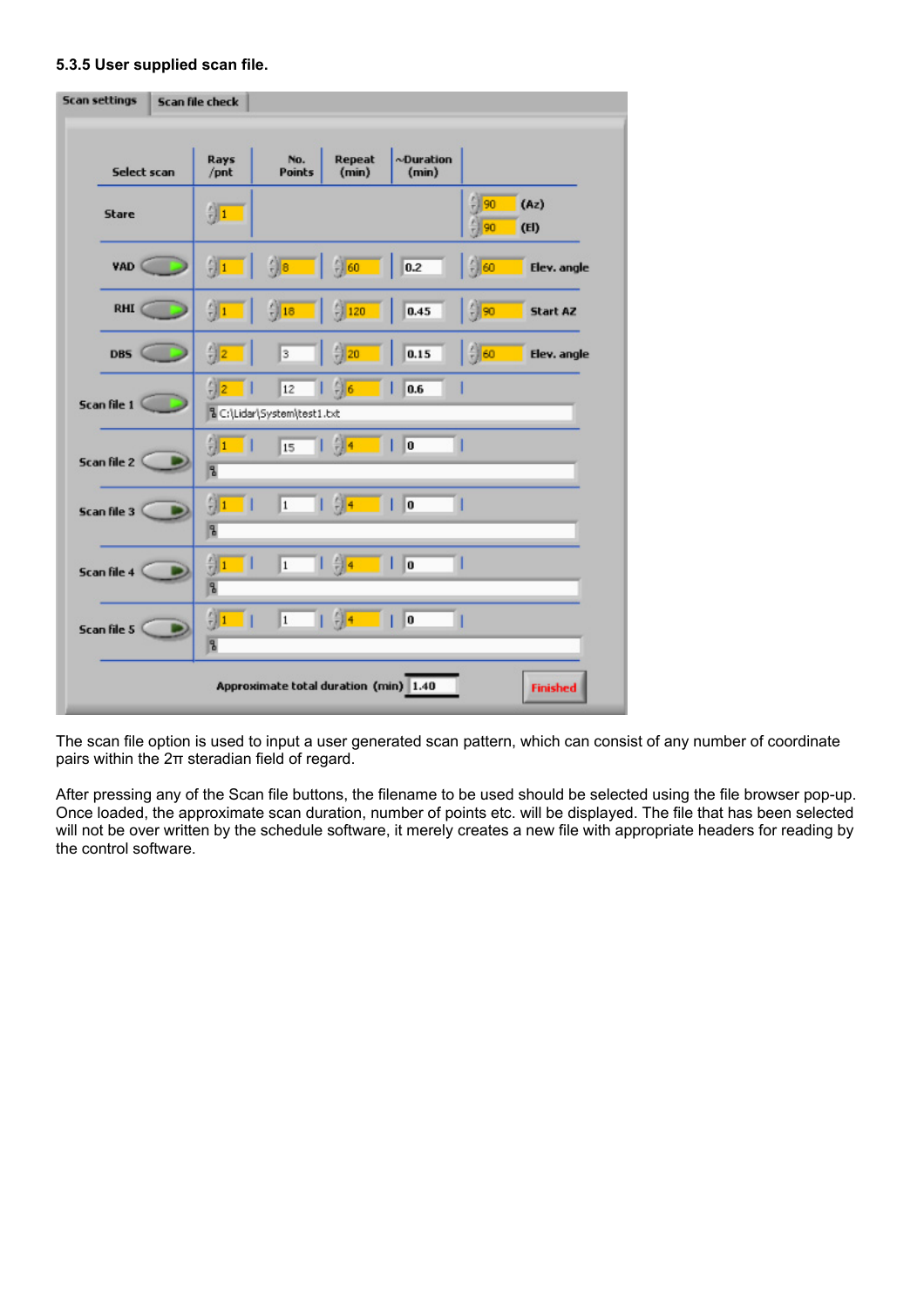### 5.3.5 User supplied scan file.

Scan settings | Scan file check

| Select scan | Rays /pnt | No. Points | Repeat (min) | ~Duration (min) | |
|---|---|---|---|---|---|
| Stare | 1 | | | | 90 (Az) 90 (El) |
| VAD | 1 | 8 | 60 | 0.2 | 60 Elev. angle |
| RHI | 1 | 18 | 120 | 0.45 | 90 Start AZ |
| DBS | 2 | 3 | 20 | 0.15 | 60 Elev. angle |
| Scan file 1 | 2 | 12 | 6 | 0.6 | |
| | C:\Lidar\System\test1.txt | | | | |
| Scan file 2 | 1 | 15 | 4 | 0 | |
| Scan file 3 | 1 | 1 | 4 | 0 | |
| Scan file 4 | 1 | 1 | 4 | 0 | |
| Scan file 5 | 1 | 1 | 4 | 0 | |

Approximate total duration (min) 1.40

Finished

The scan file option is used to input a user generated scan pattern, which can consist of any number of coordinate pairs within the 2π steradian field of regard.

After pressing any of the Scan file buttons, the filename to be used should be selected using the file browser pop-up. Once loaded, the approximate scan duration, number of points etc. will be displayed. The file that has been selected will not be over written by the schedule software, it merely creates a new file with appropriate headers for reading by the control software.